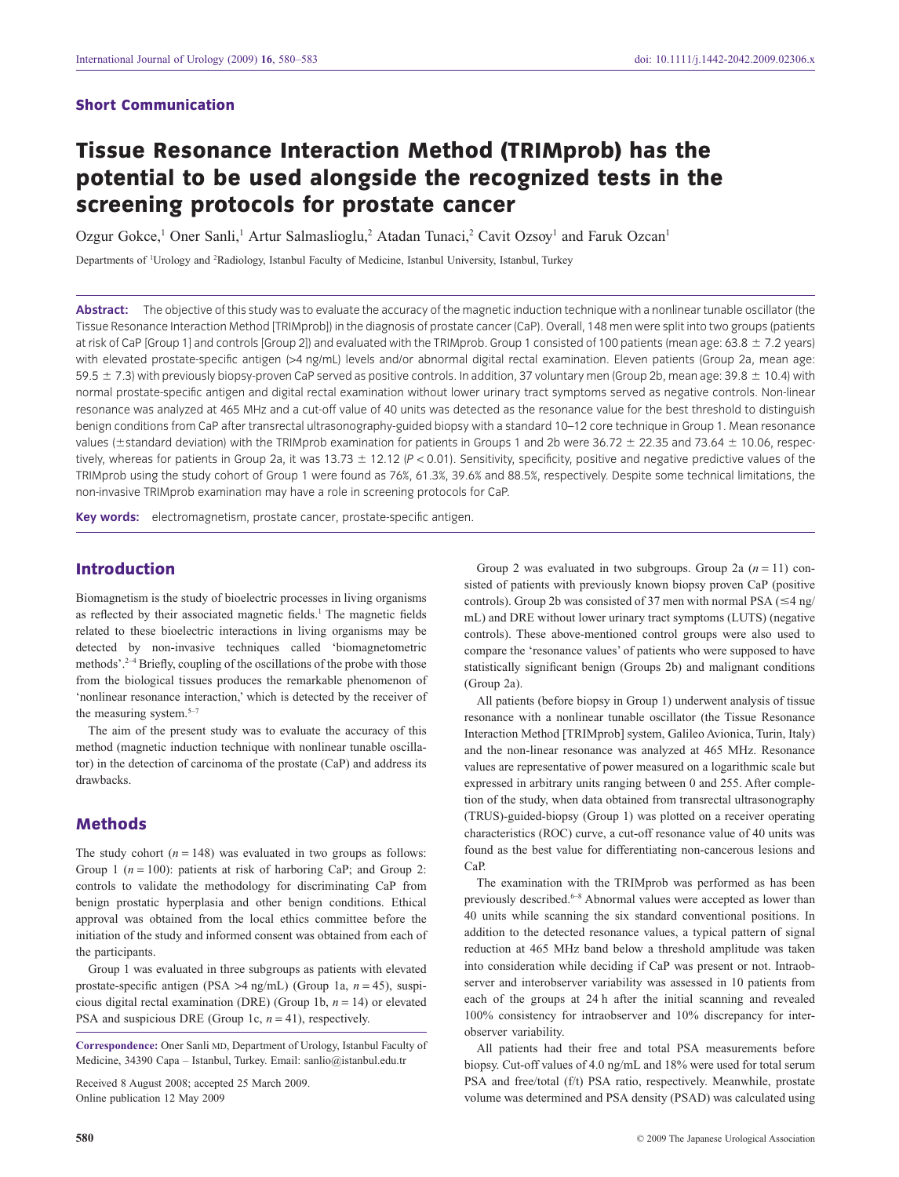## Short Communication

# Tissue Resonance Interaction Method (TRIMprob) has the potential to be used alongside the recognized tests in the screening protocols for prostate cancer

Ozgur Gokce,[1] Oner Sanli,[1] Artur Salmaslioglu,[2] Atadan Tunaci,[2] Cavit Ozsoy[1] and Faruk Ozcan[1]

Departments of [1]Urology and [2]Radiology, Istanbul Faculty of Medicine, Istanbul University, Istanbul, Turkey

**Abstract:** The objective of this study was to evaluate the accuracy of the magnetic induction technique with a nonlinear tunable oscillator (the Tissue Resonance Interaction Method [TRIMprob]) in the diagnosis of prostate cancer (CaP). Overall, 148 men were split into two groups (patients at risk of CaP [Group 1] and controls [Group 2]) and evaluated with the TRIMprob. Group 1 consisted of 100 patients (mean age: 63.8 ± 7.2 years) with elevated prostate-specific antigen (>4 ng/mL) levels and/or abnormal digital rectal examination. Eleven patients (Group 2a, mean age: 59.5 ± 7.3) with previously biopsy-proven CaP served as positive controls. In addition, 37 voluntary men (Group 2b, mean age: 39.8 ± 10.4) with normal prostate-specific antigen and digital rectal examination without lower urinary tract symptoms served as negative controls. Non-linear resonance was analyzed at 465 MHz and a cut-off value of 40 units was detected as the resonance value for the best threshold to distinguish benign conditions from CaP after transrectal ultrasonography-guided biopsy with a standard 10–12 core technique in Group 1. Mean resonance values (±standard deviation) with the TRIMprob examination for patients in Groups 1 and 2b were 36.72 ± 22.35 and 73.64 ± 10.06, respectively, whereas for patients in Group 2a, it was 13.73 ± 12.12 ($P < 0.01$). Sensitivity, specificity, positive and negative predictive values of the TRIMprob using the study cohort of Group 1 were found as 76%, 61.3%, 39.6% and 88.5%, respectively. Despite some technical limitations, the non-invasive TRIMprob examination may have a role in screening protocols for CaP.

**Key words:** electromagnetism, prostate cancer, prostate-specific antigen.

## Introduction

Biomagnetism is the study of bioelectric processes in living organisms as reflected by their associated magnetic fields.[1] The magnetic fields related to these bioelectric interactions in living organisms may be detected by non-invasive techniques called 'biomagnetometric methods'.[2–4] Briefly, coupling of the oscillations of the probe with those from the biological tissues produces the remarkable phenomenon of 'nonlinear resonance interaction,' which is detected by the receiver of the measuring system.[5–7]

The aim of the present study was to evaluate the accuracy of this method (magnetic induction technique with nonlinear tunable oscillator) in the detection of carcinoma of the prostate (CaP) and address its drawbacks.

## Methods

The study cohort ($n = 148$) was evaluated in two groups as follows: Group 1 ($n = 100$): patients at risk of harboring CaP; and Group 2: controls to validate the methodology for discriminating CaP from benign prostatic hyperplasia and other benign conditions. Ethical approval was obtained from the local ethics committee before the initiation of the study and informed consent was obtained from each of the participants.

Group 1 was evaluated in three subgroups as patients with elevated prostate-specific antigen (PSA >4 ng/mL) (Group 1a, $n = 45$), suspicious digital rectal examination (DRE) (Group 1b, $n = 14$) or elevated PSA and suspicious DRE (Group 1c, $n = 41$), respectively.

Group 2 was evaluated in two subgroups. Group 2a ($n = 11$) consisted of patients with previously known biopsy proven CaP (positive controls). Group 2b was consisted of 37 men with normal PSA (≤4 ng/mL) and DRE without lower urinary tract symptoms (LUTS) (negative controls). These above-mentioned control groups were also used to compare the 'resonance values' of patients who were supposed to have statistically significant benign (Groups 2b) and malignant conditions (Group 2a).

All patients (before biopsy in Group 1) underwent analysis of tissue resonance with a nonlinear tunable oscillator (the Tissue Resonance Interaction Method [TRIMprob] system, Galileo Avionica, Turin, Italy) and the non-linear resonance was analyzed at 465 MHz. Resonance values are representative of power measured on a logarithmic scale but expressed in arbitrary units ranging between 0 and 255. After completion of the study, when data obtained from transrectal ultrasonography (TRUS)-guided-biopsy (Group 1) was plotted on a receiver operating characteristics (ROC) curve, a cut-off resonance value of 40 units was found as the best value for differentiating non-cancerous lesions and CaP.

The examination with the TRIMprob was performed as has been previously described.[6–8] Abnormal values were accepted as lower than 40 units while scanning the six standard conventional positions. In addition to the detected resonance values, a typical pattern of signal reduction at 465 MHz band below a threshold amplitude was taken into consideration while deciding if CaP was present or not. Intraobserver and interobserver variability was assessed in 10 patients from each of the groups at 24 h after the initial scanning and revealed 100% consistency for intraobserver and 10% discrepancy for interobserver variability.

All patients had their free and total PSA measurements before biopsy. Cut-off values of 4.0 ng/mL and 18% were used for total serum PSA and free/total (f/t) PSA ratio, respectively. Meanwhile, prostate volume was determined and PSA density (PSAD) was calculated using

**Correspondence:** Oner Sanli MD, Department of Urology, Istanbul Faculty of Medicine, 34390 Capa – Istanbul, Turkey. Email: sanlio@istanbul.edu.tr

Received 8 August 2008; accepted 25 March 2009.
Online publication 12 May 2009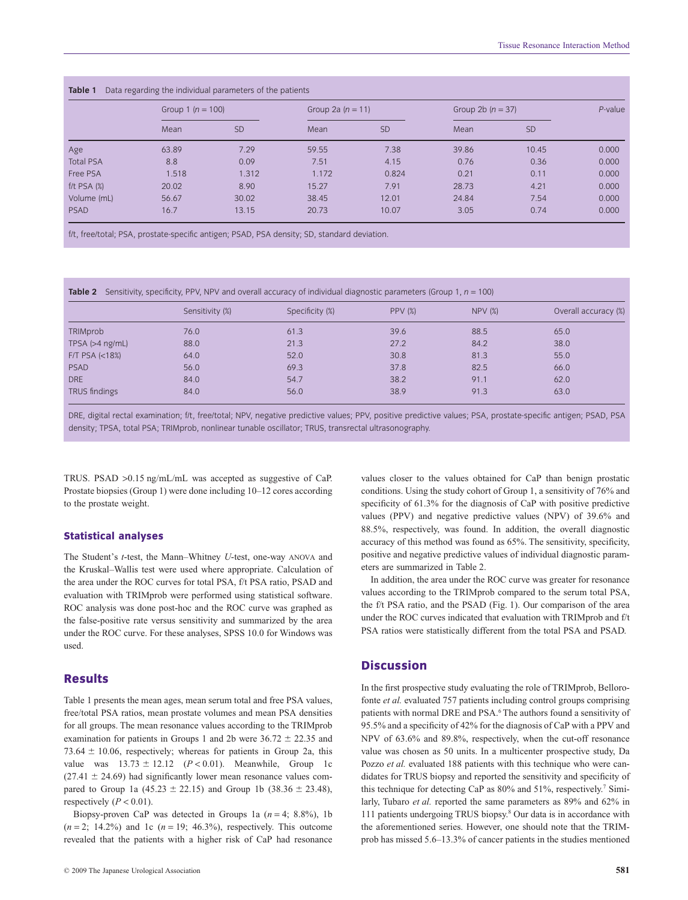**Table 1** Data regarding the individual parameters of the patients

| | Group 1 ($n = 100$) | | Group 2a ($n = 11$) | | Group 2b ($n = 37$) | | *P*-value |
|---|---|---|---|---|---|---|---|
| | Mean | SD | Mean | SD | Mean | SD | |
| Age | 63.89 | 7.29 | 59.55 | 7.38 | 39.86 | 10.45 | 0.000 |
| Total PSA | 8.8 | 0.09 | 7.51 | 4.15 | 0.76 | 0.36 | 0.000 |
| Free PSA | 1.518 | 1.312 | 1.172 | 0.824 | 0.21 | 0.11 | 0.000 |
| f/t PSA (%) | 20.02 | 8.90 | 15.27 | 7.91 | 28.73 | 4.21 | 0.000 |
| Volume (mL) | 56.67 | 30.02 | 38.45 | 12.01 | 24.84 | 7.54 | 0.000 |
| PSAD | 16.7 | 13.15 | 20.73 | 10.07 | 3.05 | 0.74 | 0.000 |

f/t, free/total; PSA, prostate-specific antigen; PSAD, PSA density; SD, standard deviation.

**Table 2** Sensitivity, specificity, PPV, NPV and overall accuracy of individual diagnostic parameters (Group 1, $n = 100$)

| | Sensitivity (%) | Specificity (%) | PPV (%) | NPV (%) | Overall accuracy (%) |
|---|---|---|---|---|---|
| TRIMprob | 76.0 | 61.3 | 39.6 | 88.5 | 65.0 |
| TPSA (>4 ng/mL) | 88.0 | 21.3 | 27.2 | 84.2 | 38.0 |
| F/T PSA (<18%) | 64.0 | 52.0 | 30.8 | 81.3 | 55.0 |
| PSAD | 56.0 | 69.3 | 37.8 | 82.5 | 66.0 |
| DRE | 84.0 | 54.7 | 38.2 | 91.1 | 62.0 |
| TRUS findings | 84.0 | 56.0 | 38.9 | 91.3 | 63.0 |

DRE, digital rectal examination; f/t, free/total; NPV, negative predictive values; PPV, positive predictive values; PSA, prostate-specific antigen; PSAD, PSA density; TPSA, total PSA; TRIMprob, nonlinear tunable oscillator; TRUS, transrectal ultrasonography.

TRUS. PSAD >0.15 ng/mL/mL was accepted as suggestive of CaP. Prostate biopsies (Group 1) were done including 10–12 cores according to the prostate weight.

### Statistical analyses

The Student's *t*-test, the Mann–Whitney *U*-test, one-way ANOVA and the Kruskal–Wallis test were used where appropriate. Calculation of the area under the ROC curves for total PSA, f/t PSA ratio, PSAD and evaluation with TRIMprob were performed using statistical software. ROC analysis was done post-hoc and the ROC curve was graphed as the false-positive rate versus sensitivity and summarized by the area under the ROC curve. For these analyses, SPSS 10.0 for Windows was used.

## Results

Table 1 presents the mean ages, mean serum total and free PSA values, free/total PSA ratios, mean prostate volumes and mean PSA densities for all groups. The mean resonance values according to the TRIMprob examination for patients in Groups 1 and 2b were $36.72 \pm 22.35$ and $73.64 \pm 10.06$, respectively; whereas for patients in Group 2a, this value was $13.73 \pm 12.12$ ($P < 0.01$). Meanwhile, Group 1c ($27.41 \pm 24.69$) had significantly lower mean resonance values compared to Group 1a ($45.23 \pm 22.15$) and Group 1b ($38.36 \pm 23.48$), respectively ($P < 0.01$).

Biopsy-proven CaP was detected in Groups 1a ($n = 4$; 8.8%), 1b ($n = 2$; 14.2%) and 1c ($n = 19$; 46.3%), respectively. This outcome revealed that the patients with a higher risk of CaP had resonance values closer to the values obtained for CaP than benign prostatic conditions. Using the study cohort of Group 1, a sensitivity of 76% and specificity of 61.3% for the diagnosis of CaP with positive predictive values (PPV) and negative predictive values (NPV) of 39.6% and 88.5%, respectively, was found. In addition, the overall diagnostic accuracy of this method was found as 65%. The sensitivity, specificity, positive and negative predictive values of individual diagnostic parameters are summarized in Table 2.

In addition, the area under the ROC curve was greater for resonance values according to the TRIMprob compared to the serum total PSA, the f/t PSA ratio, and the PSAD (Fig. 1). Our comparison of the area under the ROC curves indicated that evaluation with TRIMprob and f/t PSA ratios were statistically different from the total PSA and PSAD.

## Discussion

In the first prospective study evaluating the role of TRIMprob, Bellorofonte *et al.* evaluated 757 patients including control groups comprising patients with normal DRE and PSA.[6] The authors found a sensitivity of 95.5% and a specificity of 42% for the diagnosis of CaP with a PPV and NPV of 63.6% and 89.8%, respectively, when the cut-off resonance value was chosen as 50 units. In a multicenter prospective study, Da Pozzo *et al.* evaluated 188 patients with this technique who were candidates for TRUS biopsy and reported the sensitivity and specificity of this technique for detecting CaP as 80% and 51%, respectively.[7] Similarly, Tubaro *et al.* reported the same parameters as 89% and 62% in 111 patients undergoing TRUS biopsy.[8] Our data is in accordance with the aforementioned series. However, one should note that the TRIMprob has missed 5.6–13.3% of cancer patients in the studies mentioned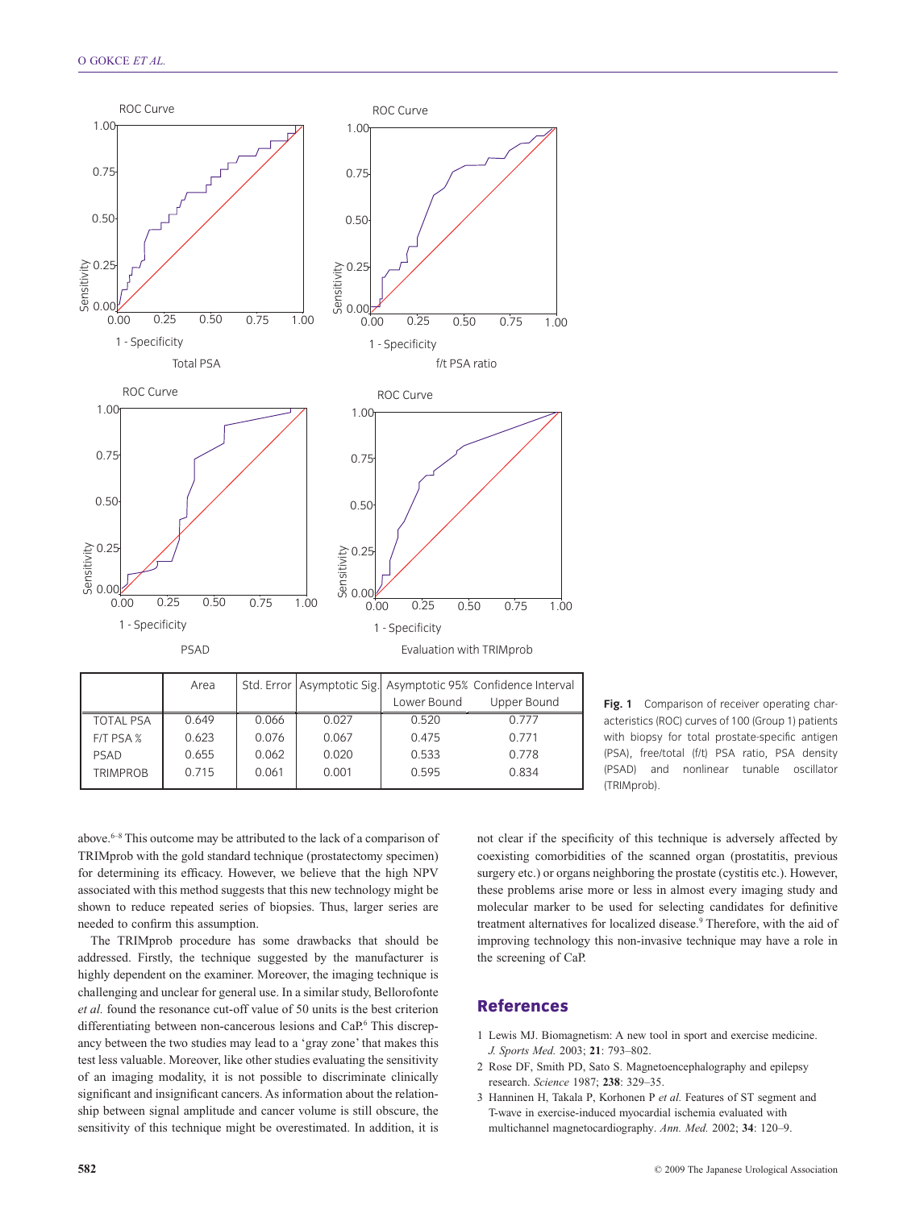| | Area | Std. Error | Asymptotic Sig. | Asymptotic 95% Confidence Interval | |
|---|---|---|---|---|---|
| | | | | Lower Bound | Upper Bound |
| TOTAL PSA | 0.649 | 0.066 | 0.027 | 0.520 | 0.777 |
| F/T PSA % | 0.623 | 0.076 | 0.067 | 0.475 | 0.771 |
| PSAD | 0.655 | 0.062 | 0.020 | 0.533 | 0.778 |
| TRIMPROB | 0.715 | 0.061 | 0.001 | 0.595 | 0.834 |

**Fig. 1** Comparison of receiver operating characteristics (ROC) curves of 100 (Group 1) patients with biopsy for total prostate-specific antigen (PSA), free/total (f/t) PSA ratio, PSA density (PSAD) and nonlinear tunable oscillator (TRIMprob).

above.[6–8] This outcome may be attributed to the lack of a comparison of TRIMprob with the gold standard technique (prostatectomy specimen) for determining its efficacy. However, we believe that the high NPV associated with this method suggests that this new technology might be shown to reduce repeated series of biopsies. Thus, larger series are needed to confirm this assumption.

The TRIMprob procedure has some drawbacks that should be addressed. Firstly, the technique suggested by the manufacturer is highly dependent on the examiner. Moreover, the imaging technique is challenging and unclear for general use. In a similar study, Bellorofonte *et al.* found the resonance cut-off value of 50 units is the best criterion differentiating between non-cancerous lesions and CaP.[6] This discrepancy between the two studies may lead to a 'gray zone' that makes this test less valuable. Moreover, like other studies evaluating the sensitivity of an imaging modality, it is not possible to discriminate clinically significant and insignificant cancers. As information about the relationship between signal amplitude and cancer volume is still obscure, the sensitivity of this technique might be overestimated. In addition, it is not clear if the specificity of this technique is adversely affected by coexisting comorbidities of the scanned organ (prostatitis, previous surgery etc.) or organs neighboring the prostate (cystitis etc.). However, these problems arise more or less in almost every imaging study and molecular marker to be used for selecting candidates for definitive treatment alternatives for localized disease.[9] Therefore, with the aid of improving technology this non-invasive technique may have a role in the screening of CaP.

## References

1 Lewis MJ. Biomagnetism: A new tool in sport and exercise medicine. *J. Sports Med.* 2003; **21**: 793–802.

2 Rose DF, Smith PD, Sato S. Magnetoencephalography and epilepsy research. *Science* 1987; **238**: 329–35.

3 Hanninen H, Takala P, Korhonen P *et al.* Features of ST segment and T-wave in exercise-induced myocardial ischemia evaluated with multichannel magnetocardiography. *Ann. Med.* 2002; **34**: 120–9.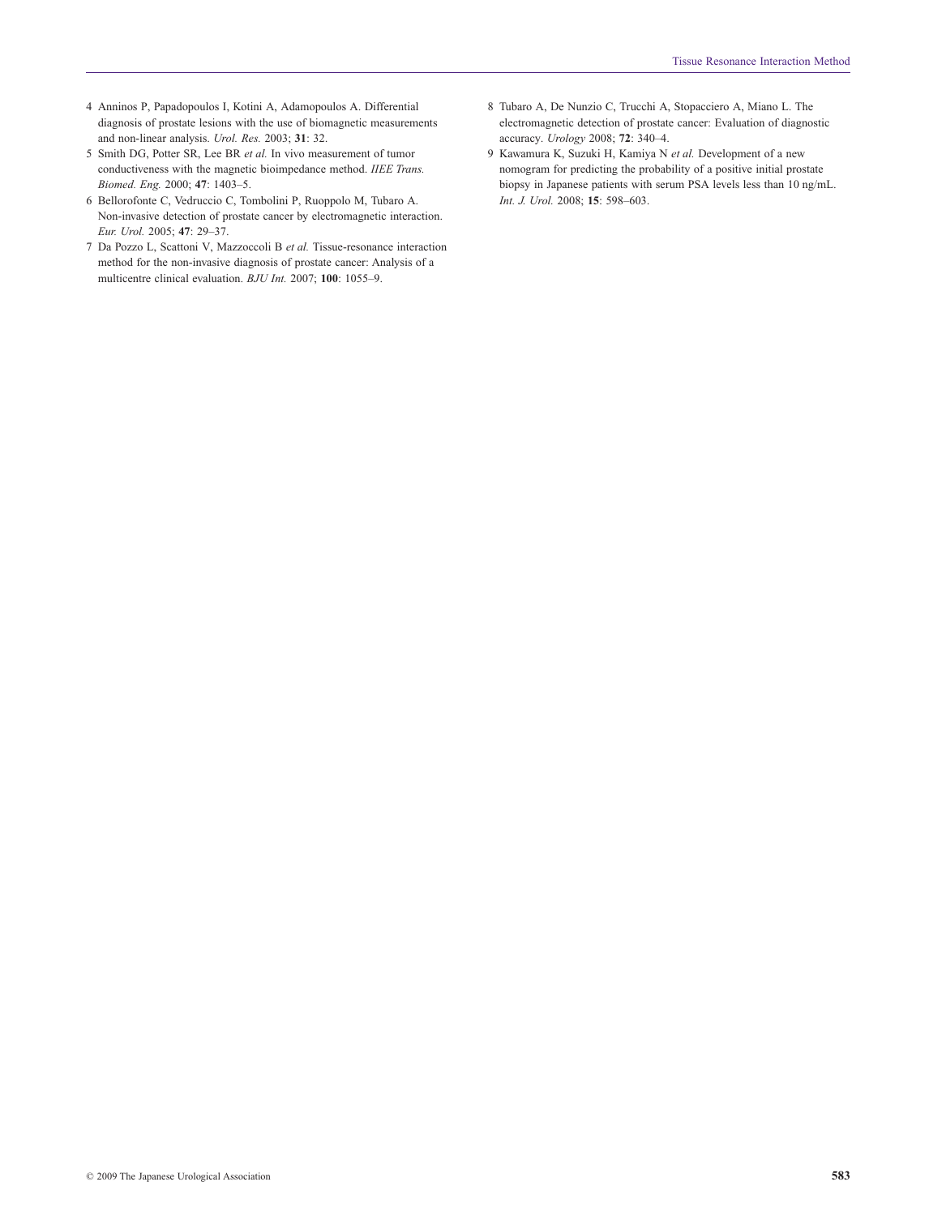4 Anninos P, Papadopoulos I, Kotini A, Adamopoulos A. Differential diagnosis of prostate lesions with the use of biomagnetic measurements and non-linear analysis. *Urol. Res.* 2003; **31**: 32.

5 Smith DG, Potter SR, Lee BR *et al.* In vivo measurement of tumor conductiveness with the magnetic bioimpedance method. *IIEE Trans. Biomed. Eng.* 2000; **47**: 1403–5.

6 Bellorofonte C, Vedruccio C, Tombolini P, Ruoppolo M, Tubaro A. Non-invasive detection of prostate cancer by electromagnetic interaction. *Eur. Urol.* 2005; **47**: 29–37.

7 Da Pozzo L, Scattoni V, Mazzoccoli B *et al.* Tissue-resonance interaction method for the non-invasive diagnosis of prostate cancer: Analysis of a multicentre clinical evaluation. *BJU Int.* 2007; **100**: 1055–9.

8 Tubaro A, De Nunzio C, Trucchi A, Stopacciero A, Miano L. The electromagnetic detection of prostate cancer: Evaluation of diagnostic accuracy. *Urology* 2008; **72**: 340–4.

9 Kawamura K, Suzuki H, Kamiya N *et al.* Development of a new nomogram for predicting the probability of a positive initial prostate biopsy in Japanese patients with serum PSA levels less than 10 ng/mL. *Int. J. Urol.* 2008; **15**: 598–603.